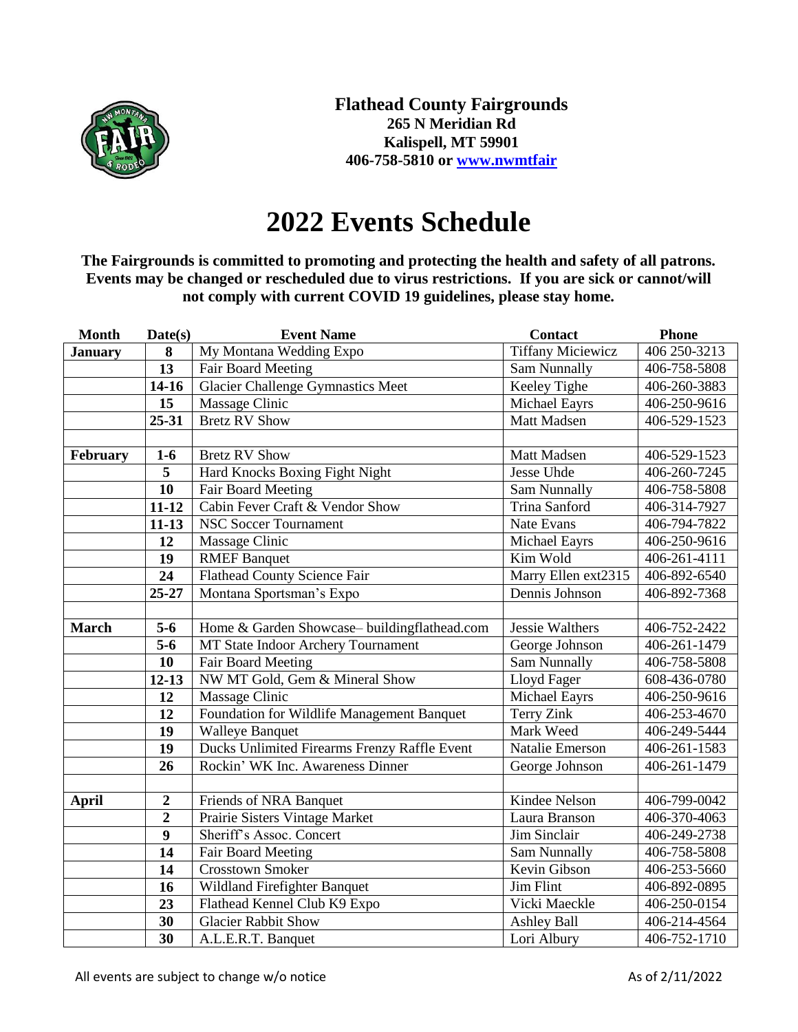**Flathead County Fairgrounds**
**265 N Meridian Rd**
**Kalispell, MT 59901**
**406-758-5810 or [www.nwmtfair](www.nwmtfair)**

# 2022 Events Schedule

**The Fairgrounds is committed to promoting and protecting the health and safety of all patrons. Events may be changed or rescheduled due to virus restrictions. If you are sick or cannot/will not comply with current COVID 19 guidelines, please stay home.**

| Month | Date(s) | Event Name | Contact | Phone |
|---|---|---|---|---|
| **January** | **8** | My Montana Wedding Expo | Tiffany Miciewicz | 406 250-3213 |
| | **13** | Fair Board Meeting | Sam Nunnally | 406-758-5808 |
| | **14-16** | Glacier Challenge Gymnastics Meet | Keeley Tighe | 406-260-3883 |
| | **15** | Massage Clinic | Michael Eayrs | 406-250-9616 |
| | **25-31** | Bretz RV Show | Matt Madsen | 406-529-1523 |
| | | | | |
| **February** | **1-6** | Bretz RV Show | Matt Madsen | 406-529-1523 |
| | **5** | Hard Knocks Boxing Fight Night | Jesse Uhde | 406-260-7245 |
| | **10** | Fair Board Meeting | Sam Nunnally | 406-758-5808 |
| | **11-12** | Cabin Fever Craft & Vendor Show | Trina Sanford | 406-314-7927 |
| | **11-13** | NSC Soccer Tournament | Nate Evans | 406-794-7822 |
| | **12** | Massage Clinic | Michael Eayrs | 406-250-9616 |
| | **19** | RMEF Banquet | Kim Wold | 406-261-4111 |
| | **24** | Flathead County Science Fair | Marry Ellen ext2315 | 406-892-6540 |
| | **25-27** | Montana Sportsman's Expo | Dennis Johnson | 406-892-7368 |
| | | | | |
| **March** | **5-6** | Home & Garden Showcase– buildingflathead.com | Jessie Walthers | 406-752-2422 |
| | **5-6** | MT State Indoor Archery Tournament | George Johnson | 406-261-1479 |
| | **10** | Fair Board Meeting | Sam Nunnally | 406-758-5808 |
| | **12-13** | NW MT Gold, Gem & Mineral Show | Lloyd Fager | 608-436-0780 |
| | **12** | Massage Clinic | Michael Eayrs | 406-250-9616 |
| | **12** | Foundation for Wildlife Management Banquet | Terry Zink | 406-253-4670 |
| | **19** | Walleye Banquet | Mark Weed | 406-249-5444 |
| | **19** | Ducks Unlimited Firearms Frenzy Raffle Event | Natalie Emerson | 406-261-1583 |
| | **26** | Rockin' WK Inc. Awareness Dinner | George Johnson | 406-261-1479 |
| | | | | |
| **April** | **2** | Friends of NRA Banquet | Kindee Nelson | 406-799-0042 |
| | **2** | Prairie Sisters Vintage Market | Laura Branson | 406-370-4063 |
| | **9** | Sheriff's Assoc. Concert | Jim Sinclair | 406-249-2738 |
| | **14** | Fair Board Meeting | Sam Nunnally | 406-758-5808 |
| | **14** | Crosstown Smoker | Kevin Gibson | 406-253-5660 |
| | **16** | Wildland Firefighter Banquet | Jim Flint | 406-892-0895 |
| | **23** | Flathead Kennel Club K9 Expo | Vicki Maeckle | 406-250-0154 |
| | **30** | Glacier Rabbit Show | Ashley Ball | 406-214-4564 |
| | **30** | A.L.E.R.T. Banquet | Lori Albury | 406-752-1710 |

All events are subject to change w/o notice

As of 2/11/2022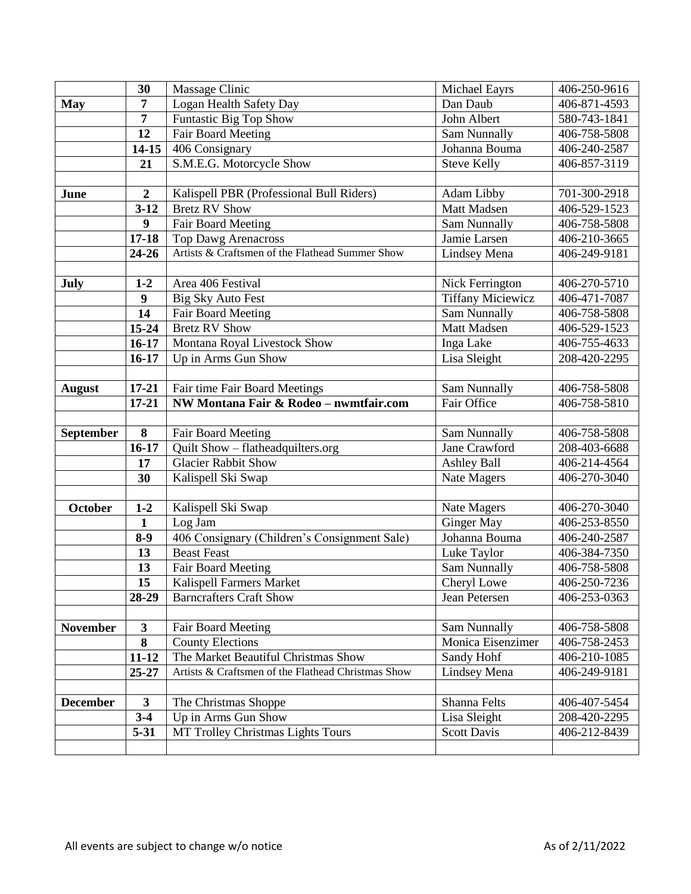| | | | | |
|---|---|---|---|---|
| | **30** | Massage Clinic | Michael Eayrs | 406-250-9616 |
| **May** | **7** | Logan Health Safety Day | Dan Daub | 406-871-4593 |
| | **7** | Funtastic Big Top Show | John Albert | 580-743-1841 |
| | **12** | Fair Board Meeting | Sam Nunnally | 406-758-5808 |
| | **14-15** | 406 Consignary | Johanna Bouma | 406-240-2587 |
| | **21** | S.M.E.G. Motorcycle Show | Steve Kelly | 406-857-3119 |
| | | | | |
| **June** | **2** | Kalispell PBR (Professional Bull Riders) | Adam Libby | 701-300-2918 |
| | **3-12** | Bretz RV Show | Matt Madsen | 406-529-1523 |
| | **9** | Fair Board Meeting | Sam Nunnally | 406-758-5808 |
| | **17-18** | Top Dawg Arenacross | Jamie Larsen | 406-210-3665 |
| | **24-26** | Artists & Craftsmen of the Flathead Summer Show | Lindsey Mena | 406-249-9181 |
| | | | | |
| **July** | **1-2** | Area 406 Festival | Nick Ferrington | 406-270-5710 |
| | **9** | Big Sky Auto Fest | Tiffany Miciewicz | 406-471-7087 |
| | **14** | Fair Board Meeting | Sam Nunnally | 406-758-5808 |
| | **15-24** | Bretz RV Show | Matt Madsen | 406-529-1523 |
| | **16-17** | Montana Royal Livestock Show | Inga Lake | 406-755-4633 |
| | **16-17** | Up in Arms Gun Show | Lisa Sleight | 208-420-2295 |
| | | | | |
| **August** | **17-21** | Fair time Fair Board Meetings | Sam Nunnally | 406-758-5808 |
| | **17-21** | **NW Montana Fair & Rodeo – nwmtfair.com** | Fair Office | 406-758-5810 |
| | | | | |
| **September** | **8** | Fair Board Meeting | Sam Nunnally | 406-758-5808 |
| | **16-17** | Quilt Show – flatheadquilters.org | Jane Crawford | 208-403-6688 |
| | **17** | Glacier Rabbit Show | Ashley Ball | 406-214-4564 |
| | **30** | Kalispell Ski Swap | Nate Magers | 406-270-3040 |
| | | | | |
| **October** | **1-2** | Kalispell Ski Swap | Nate Magers | 406-270-3040 |
| | **1** | Log Jam | Ginger May | 406-253-8550 |
| | **8-9** | 406 Consignary (Children's Consignment Sale) | Johanna Bouma | 406-240-2587 |
| | **13** | Beast Feast | Luke Taylor | 406-384-7350 |
| | **13** | Fair Board Meeting | Sam Nunnally | 406-758-5808 |
| | **15** | Kalispell Farmers Market | Cheryl Lowe | 406-250-7236 |
| | **28-29** | Barncrafters Craft Show | Jean Petersen | 406-253-0363 |
| | | | | |
| **November** | **3** | Fair Board Meeting | Sam Nunnally | 406-758-5808 |
| | **8** | County Elections | Monica Eisenzimer | 406-758-2453 |
| | **11-12** | The Market Beautiful Christmas Show | Sandy Hohf | 406-210-1085 |
| | **25-27** | Artists & Craftsmen of the Flathead Christmas Show | Lindsey Mena | 406-249-9181 |
| | | | | |
| **December** | **3** | The Christmas Shoppe | Shanna Felts | 406-407-5454 |
| | **3-4** | Up in Arms Gun Show | Lisa Sleight | 208-420-2295 |
| | **5-31** | MT Trolley Christmas Lights Tours | Scott Davis | 406-212-8439 |
| | | | | |

All events are subject to change w/o notice

As of 2/11/2022